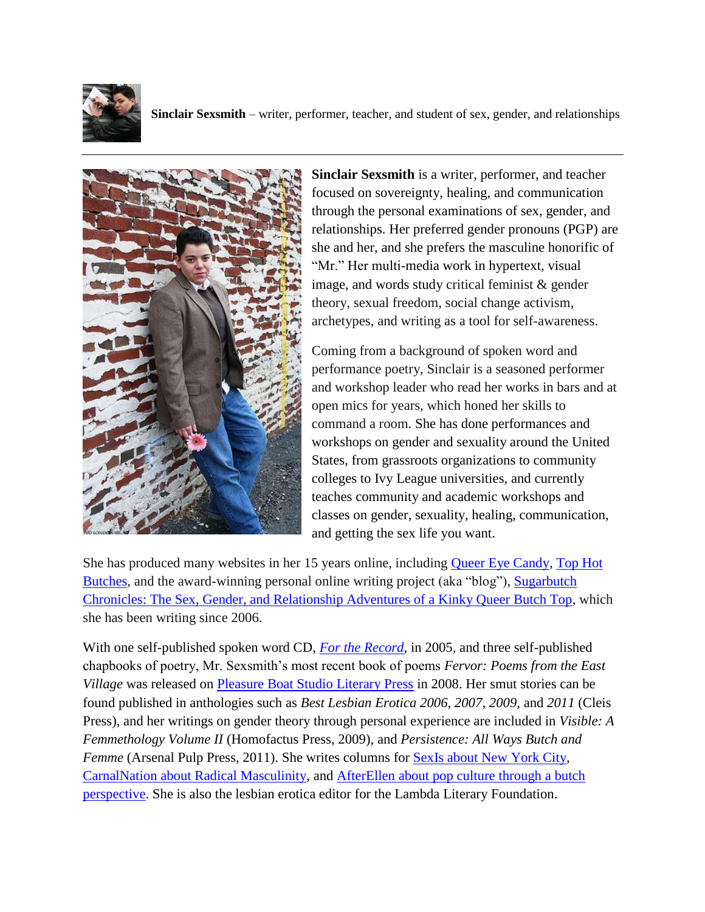**Sinclair Sexsmith** – writer, performer, teacher, and student of sex, gender, and relationships

---

**Sinclair Sexsmith** is a writer, performer, and teacher focused on sovereignty, healing, and communication through the personal examinations of sex, gender, and relationships. Her preferred gender pronouns (PGP) are she and her, and she prefers the masculine honorific of "Mr." Her multi-media work in hypertext, visual image, and words study critical feminist & gender theory, sexual freedom, social change activism, archetypes, and writing as a tool for self-awareness.

Coming from a background of spoken word and performance poetry, Sinclair is a seasoned performer and workshop leader who read her works in bars and at open mics for years, which honed her skills to command a room. She has done performances and workshops on gender and sexuality around the United States, from grassroots organizations to community colleges to Ivy League universities, and currently teaches community and academic workshops and classes on gender, sexuality, healing, communication, and getting the sex life you want.

She has produced many websites in her 15 years online, including Queer Eye Candy, Top Hot Butches, and the award-winning personal online writing project (aka "blog"), Sugarbutch Chronicles: The Sex, Gender, and Relationship Adventures of a Kinky Queer Butch Top, which she has been writing since 2006.

With one self-published spoken word CD, *For the Record*, in 2005, and three self-published chapbooks of poetry, Mr. Sexsmith's most recent book of poems *Fervor: Poems from the East Village* was released on Pleasure Boat Studio Literary Press in 2008. Her smut stories can be found published in anthologies such as *Best Lesbian Erotica 2006*, *2007*, *2009*, and *2011* (Cleis Press), and her writings on gender theory through personal experience are included in *Visible: A Femmethology Volume II* (Homofactus Press, 2009), and *Persistence: All Ways Butch and Femme* (Arsenal Pulp Press, 2011). She writes columns for SexIs about New York City, CarnalNation about Radical Masculinity, and AfterEllen about pop culture through a butch perspective. She is also the lesbian erotica editor for the Lambda Literary Foundation.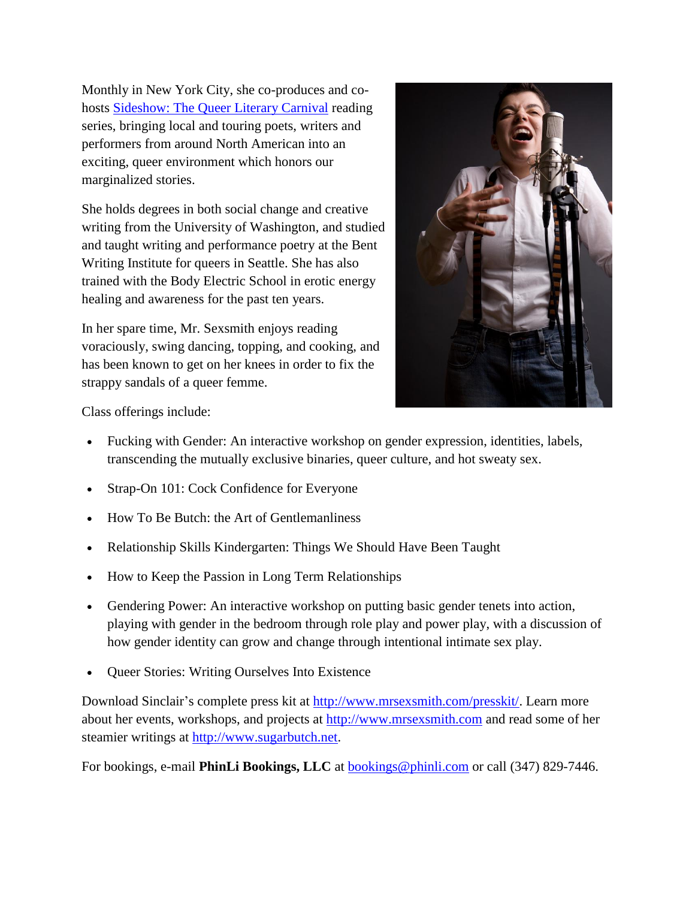Monthly in New York City, she co-produces and co-hosts [Sideshow: The Queer Literary Carnival](#) reading series, bringing local and touring poets, writers and performers from around North American into an exciting, queer environment which honors our marginalized stories.

She holds degrees in both social change and creative writing from the University of Washington, and studied and taught writing and performance poetry at the Bent Writing Institute for queers in Seattle. She has also trained with the Body Electric School in erotic energy healing and awareness for the past ten years.

In her spare time, Mr. Sexsmith enjoys reading voraciously, swing dancing, topping, and cooking, and has been known to get on her knees in order to fix the strappy sandals of a queer femme.

Class offerings include:

- Fucking with Gender: An interactive workshop on gender expression, identities, labels, transcending the mutually exclusive binaries, queer culture, and hot sweaty sex.
- Strap-On 101: Cock Confidence for Everyone
- How To Be Butch: the Art of Gentlemanliness
- Relationship Skills Kindergarten: Things We Should Have Been Taught
- How to Keep the Passion in Long Term Relationships
- Gendering Power: An interactive workshop on putting basic gender tenets into action, playing with gender in the bedroom through role play and power play, with a discussion of how gender identity can grow and change through intentional intimate sex play.
- Queer Stories: Writing Ourselves Into Existence

Download Sinclair's complete press kit at [http://www.mrsexsmith.com/presskit/](http://www.mrsexsmith.com/presskit/). Learn more about her events, workshops, and projects at [http://www.mrsexsmith.com](http://www.mrsexsmith.com) and read some of her steamier writings at [http://www.sugarbutch.net](http://www.sugarbutch.net).

For bookings, e-mail **PhinLi Bookings, LLC** at [bookings@phinli.com](mailto:bookings@phinli.com) or call (347) 829-7446.